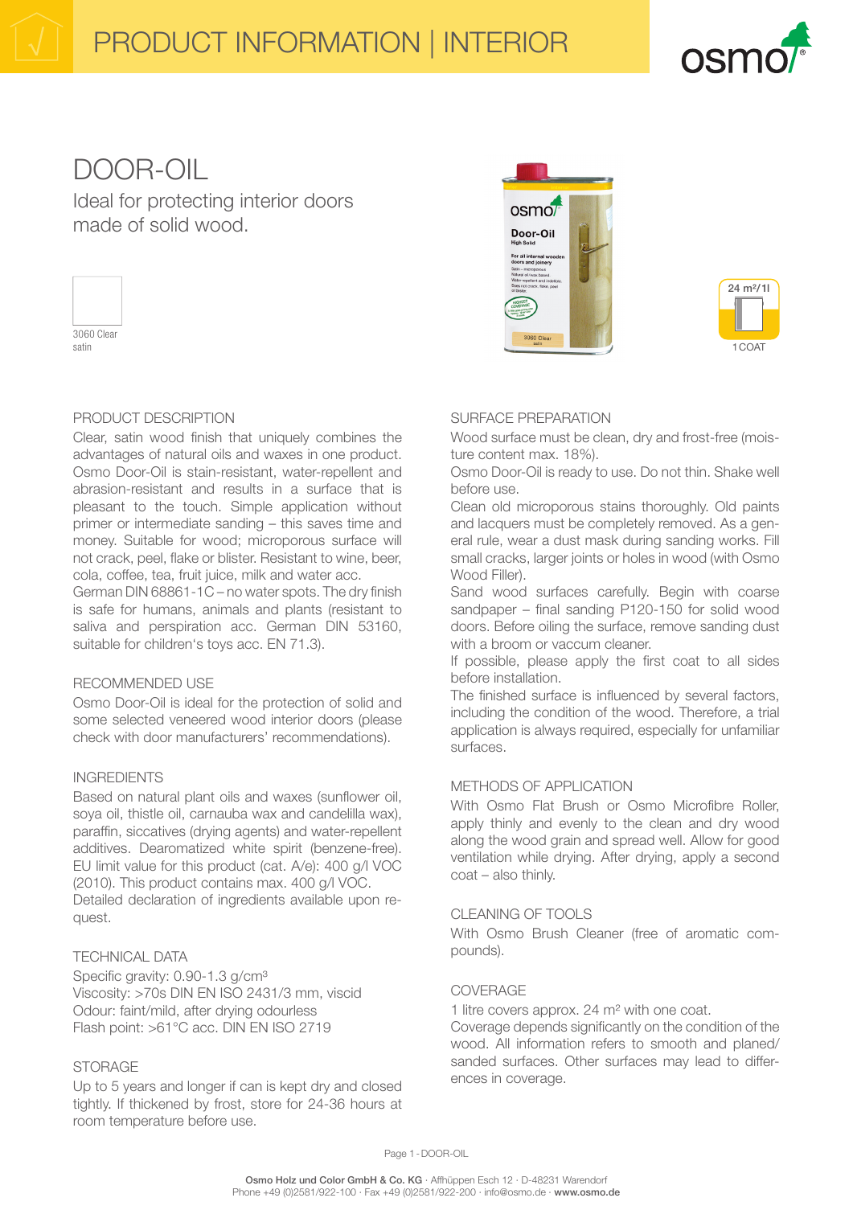# PRODUCT INFORMATION | INTERIOR

# DOOR-OIL

Ideal for protecting interior doors made of solid wood.

3060 Clear satin

24 m²/1l

1 COAT

## PRODUCT DESCRIPTION

Clear, satin wood finish that uniquely combines the advantages of natural oils and waxes in one product. Osmo Door-Oil is stain-resistant, water-repellent and abrasion-resistant and results in a surface that is pleasant to the touch. Simple application without primer or intermediate sanding – this saves time and money. Suitable for wood; microporous surface will not crack, peel, flake or blister. Resistant to wine, beer, cola, coffee, tea, fruit juice, milk and water acc. German DIN 68861-1C – no water spots. The dry finish is safe for humans, animals and plants (resistant to saliva and perspiration acc. German DIN 53160, suitable for children's toys acc. EN 71.3).

## RECOMMENDED USE

Osmo Door-Oil is ideal for the protection of solid and some selected veneered wood interior doors (please check with door manufacturers' recommendations).

## INGREDIENTS

Based on natural plant oils and waxes (sunflower oil, soya oil, thistle oil, carnauba wax and candelilla wax), paraffin, siccatives (drying agents) and water-repellent additives. Dearomatized white spirit (benzene-free). EU limit value for this product (cat. A/e): 400 g/l VOC (2010). This product contains max. 400 g/l VOC. Detailed declaration of ingredients available upon request.

## TECHNICAL DATA

Specific gravity: 0.90-1.3 g/cm³
Viscosity: >70s DIN EN ISO 2431/3 mm, viscid
Odour: faint/mild, after drying odourless
Flash point: >61°C acc. DIN EN ISO 2719

## STORAGE

Up to 5 years and longer if can is kept dry and closed tightly. If thickened by frost, store for 24-36 hours at room temperature before use.

## SURFACE PREPARATION

Wood surface must be clean, dry and frost-free (moisture content max. 18%).
Osmo Door-Oil is ready to use. Do not thin. Shake well before use.
Clean old microporous stains thoroughly. Old paints and lacquers must be completely removed. As a general rule, wear a dust mask during sanding works. Fill small cracks, larger joints or holes in wood (with Osmo Wood Filler).
Sand wood surfaces carefully. Begin with coarse sandpaper – final sanding P120-150 for solid wood doors. Before oiling the surface, remove sanding dust with a broom or vaccum cleaner.
If possible, please apply the first coat to all sides before installation.
The finished surface is influenced by several factors, including the condition of the wood. Therefore, a trial application is always required, especially for unfamiliar surfaces.

## METHODS OF APPLICATION

With Osmo Flat Brush or Osmo Microfibre Roller, apply thinly and evenly to the clean and dry wood along the wood grain and spread well. Allow for good ventilation while drying. After drying, apply a second coat – also thinly.

## CLEANING OF TOOLS

With Osmo Brush Cleaner (free of aromatic compounds).

## COVERAGE

1 litre covers approx. 24 m² with one coat.
Coverage depends significantly on the condition of the wood. All information refers to smooth and planed/sanded surfaces. Other surfaces may lead to differences in coverage.

**Osmo Holz und Color GmbH & Co. KG** · Affhüppen Esch 12 · D-48231 Warendorf
Phone +49 (0)2581/922-100 · Fax +49 (0)2581/922-200 · info@osmo.de · **www.osmo.de**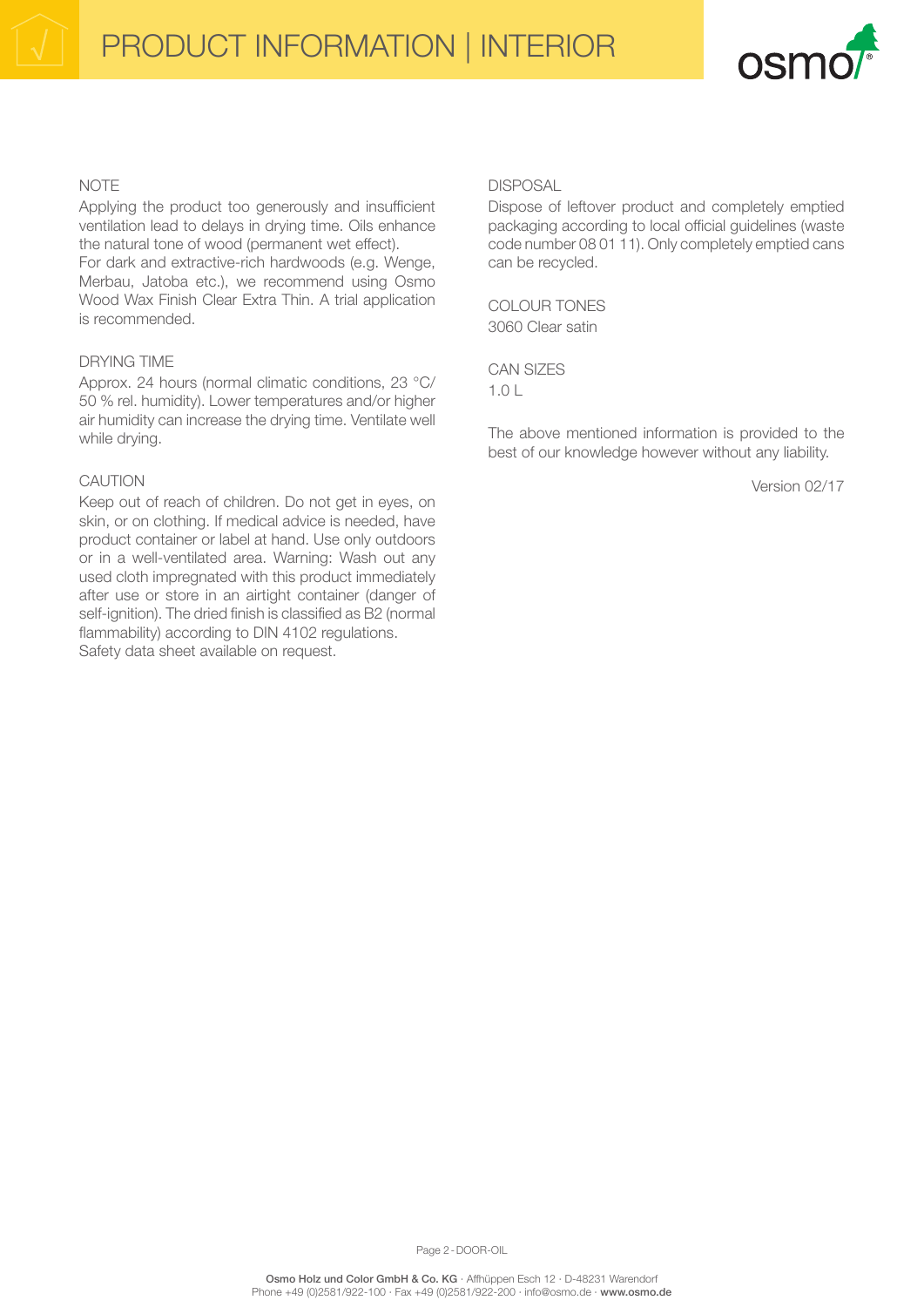## NOTE

Applying the product too generously and insufficient ventilation lead to delays in drying time. Oils enhance the natural tone of wood (permanent wet effect).
For dark and extractive-rich hardwoods (e.g. Wenge, Merbau, Jatoba etc.), we recommend using Osmo Wood Wax Finish Clear Extra Thin. A trial application is recommended.

## DRYING TIME

Approx. 24 hours (normal climatic conditions, 23 °C/ 50 % rel. humidity). Lower temperatures and/or higher air humidity can increase the drying time. Ventilate well while drying.

## CAUTION

Keep out of reach of children. Do not get in eyes, on skin, or on clothing. If medical advice is needed, have product container or label at hand. Use only outdoors or in a well-ventilated area. Warning: Wash out any used cloth impregnated with this product immediately after use or store in an airtight container (danger of self-ignition). The dried finish is classified as B2 (normal flammability) according to DIN 4102 regulations.
Safety data sheet available on request.

## DISPOSAL

Dispose of leftover product and completely emptied packaging according to local official guidelines (waste code number 08 01 11). Only completely emptied cans can be recycled.

## COLOUR TONES

3060 Clear satin

## CAN SIZES

1.0 L

The above mentioned information is provided to the best of our knowledge however without any liability.

Version 02/17

**Osmo Holz und Color GmbH & Co. KG** · Affhüppen Esch 12 · D-48231 Warendorf
Phone +49 (0)2581/922-100 · Fax +49 (0)2581/922-200 · info@osmo.de · **www.osmo.de**